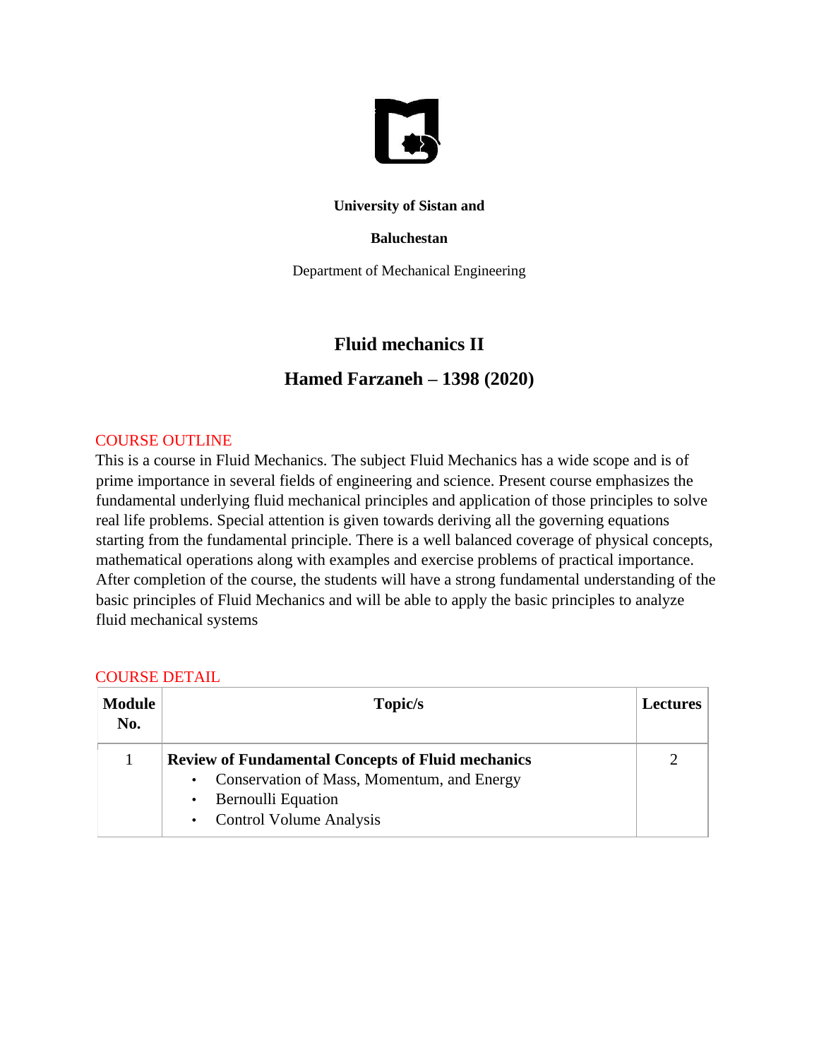**University of Sistan and**

**Baluchestan**

Department of Mechanical Engineering

# Fluid mechanics II

## Hamed Farzaneh – 1398 (2020)

### COURSE OUTLINE

This is a course in Fluid Mechanics. The subject Fluid Mechanics has a wide scope and is of prime importance in several fields of engineering and science. Present course emphasizes the fundamental underlying fluid mechanical principles and application of those principles to solve real life problems. Special attention is given towards deriving all the governing equations starting from the fundamental principle. There is a well balanced coverage of physical concepts, mathematical operations along with examples and exercise problems of practical importance. After completion of the course, the students will have a strong fundamental understanding of the basic principles of Fluid Mechanics and will be able to apply the basic principles to analyze fluid mechanical systems

### COURSE DETAIL

| Module No. | Topic/s | Lectures |
|---|---|---|
| 1 | **Review of Fundamental Concepts of Fluid mechanics**<br>• Conservation of Mass, Momentum, and Energy<br>• Bernoulli Equation<br>• Control Volume Analysis | 2 |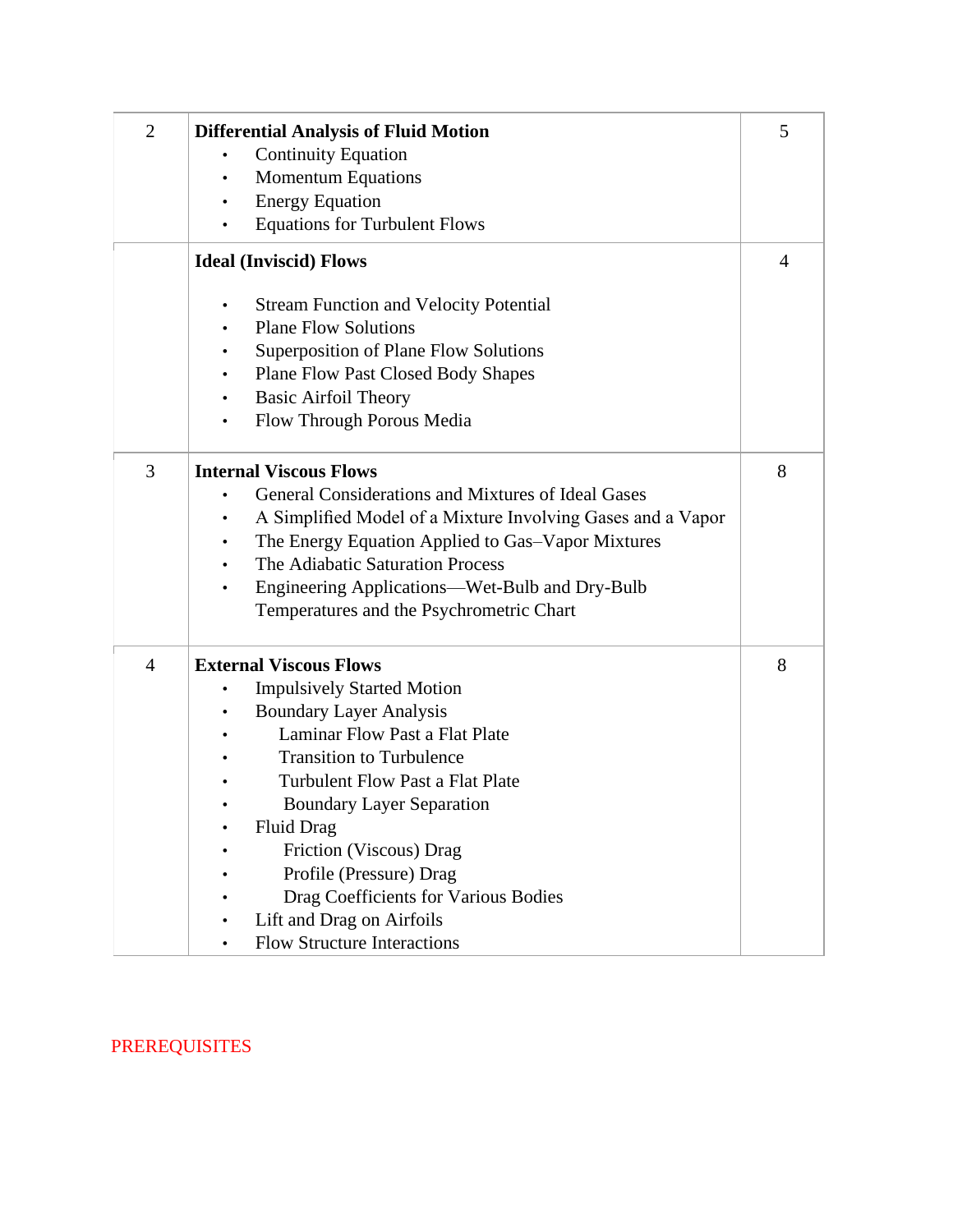| | | |
|---|---|---|
| 2 | **Differential Analysis of Fluid Motion**<br>• Continuity Equation<br>• Momentum Equations<br>• Energy Equation<br>• Equations for Turbulent Flows | 5 |
| | **Ideal (Inviscid) Flows**<br><br>• Stream Function and Velocity Potential<br>• Plane Flow Solutions<br>• Superposition of Plane Flow Solutions<br>• Plane Flow Past Closed Body Shapes<br>• Basic Airfoil Theory<br>• Flow Through Porous Media | 4 |
| 3 | **Internal Viscous Flows**<br>• General Considerations and Mixtures of Ideal Gases<br>• A Simplified Model of a Mixture Involving Gases and a Vapor<br>• The Energy Equation Applied to Gas–Vapor Mixtures<br>• The Adiabatic Saturation Process<br>• Engineering Applications—Wet-Bulb and Dry-Bulb Temperatures and the Psychrometric Chart | 8 |
| 4 | **External Viscous Flows**<br>• Impulsively Started Motion<br>• Boundary Layer Analysis<br>• Laminar Flow Past a Flat Plate<br>• Transition to Turbulence<br>• Turbulent Flow Past a Flat Plate<br>• Boundary Layer Separation<br>• Fluid Drag<br>• Friction (Viscous) Drag<br>• Profile (Pressure) Drag<br>• Drag Coefficients for Various Bodies<br>• Lift and Drag on Airfoils<br>• Flow Structure Interactions | 8 |

PREREQUISITES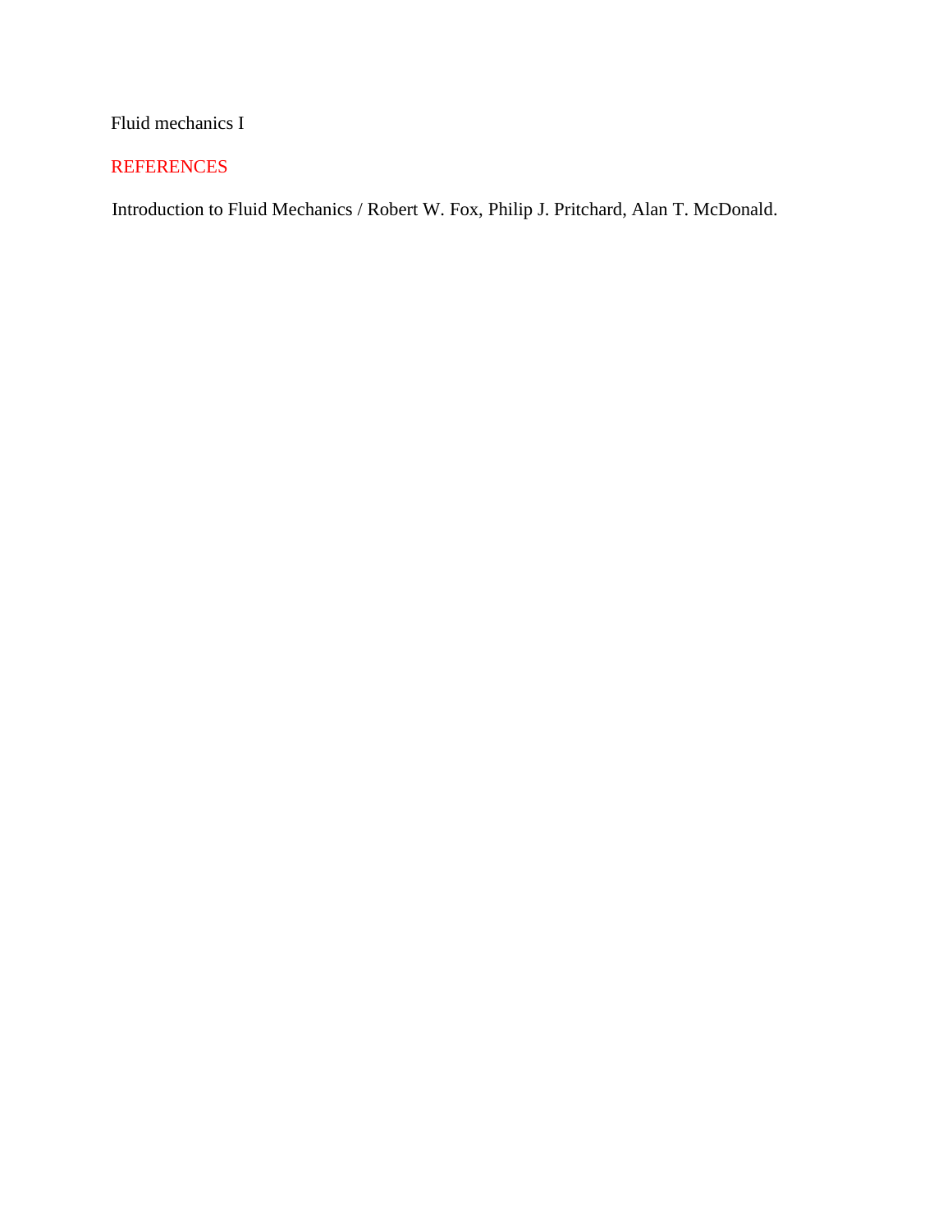Fluid mechanics I

## REFERENCES

Introduction to Fluid Mechanics / Robert W. Fox, Philip J. Pritchard, Alan T. McDonald.